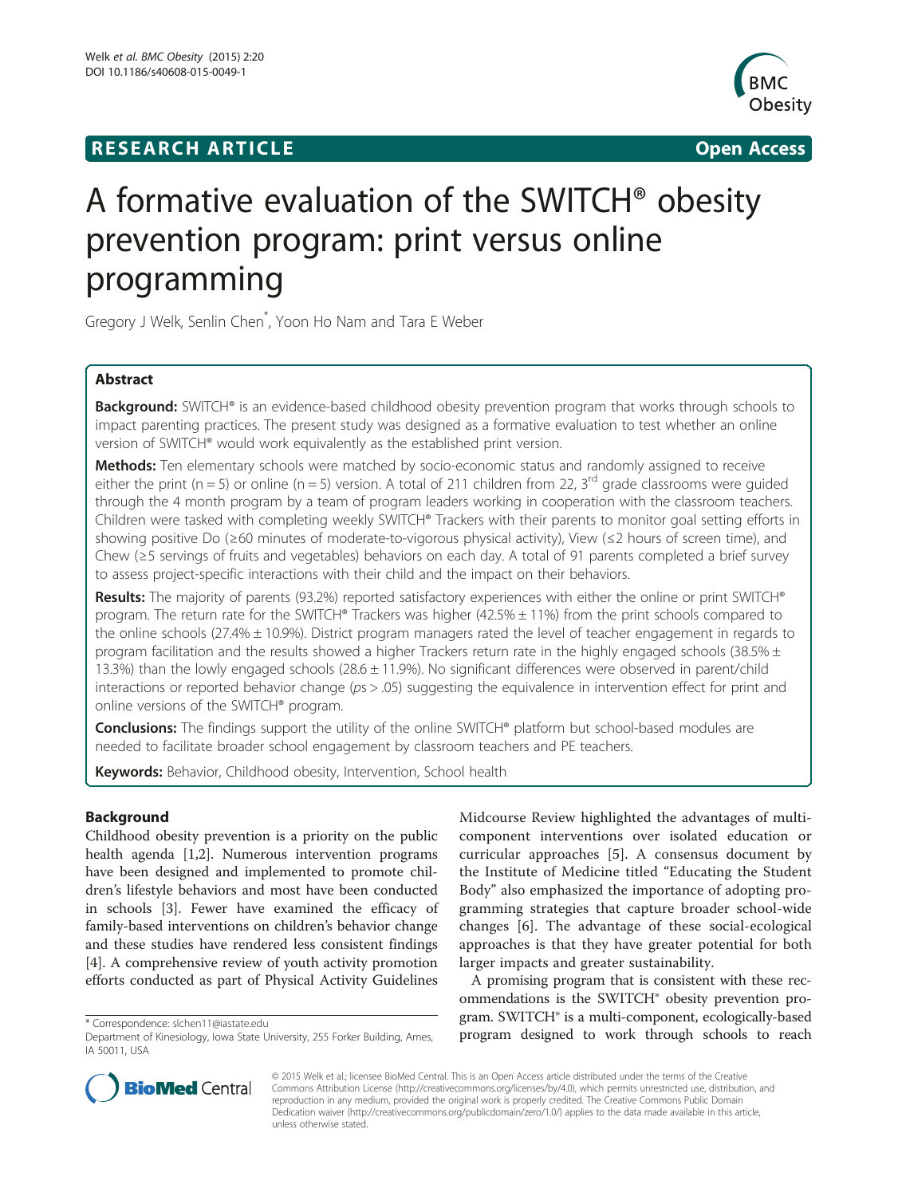**RESEARCH ARTICLE** **Open Access**

# A formative evaluation of the SWITCH® obesity prevention program: print versus online programming

Gregory J Welk, Senlin Chen*, Yoon Ho Nam and Tara E Weber

## Abstract

**Background:** SWITCH® is an evidence-based childhood obesity prevention program that works through schools to impact parenting practices. The present study was designed as a formative evaluation to test whether an online version of SWITCH® would work equivalently as the established print version.

**Methods:** Ten elementary schools were matched by socio-economic status and randomly assigned to receive either the print (n = 5) or online (n = 5) version. A total of 211 children from 22, 3rd grade classrooms were guided through the 4 month program by a team of program leaders working in cooperation with the classroom teachers. Children were tasked with completing weekly SWITCH® Trackers with their parents to monitor goal setting efforts in showing positive Do (≥60 minutes of moderate-to-vigorous physical activity), View (≤2 hours of screen time), and Chew (≥5 servings of fruits and vegetables) behaviors on each day. A total of 91 parents completed a brief survey to assess project-specific interactions with their child and the impact on their behaviors.

**Results:** The majority of parents (93.2%) reported satisfactory experiences with either the online or print SWITCH® program. The return rate for the SWITCH® Trackers was higher (42.5% ± 11%) from the print schools compared to the online schools (27.4% ± 10.9%). District program managers rated the level of teacher engagement in regards to program facilitation and the results showed a higher Trackers return rate in the highly engaged schools (38.5% ± 13.3%) than the lowly engaged schools (28.6 ± 11.9%). No significant differences were observed in parent/child interactions or reported behavior change (*ps* > .05) suggesting the equivalence in intervention effect for print and online versions of the SWITCH® program.

**Conclusions:** The findings support the utility of the online SWITCH® platform but school-based modules are needed to facilitate broader school engagement by classroom teachers and PE teachers.

**Keywords:** Behavior, Childhood obesity, Intervention, School health

## Background

Childhood obesity prevention is a priority on the public health agenda [1,2]. Numerous intervention programs have been designed and implemented to promote children's lifestyle behaviors and most have been conducted in schools [3]. Fewer have examined the efficacy of family-based interventions on children's behavior change and these studies have rendered less consistent findings [4]. A comprehensive review of youth activity promotion efforts conducted as part of Physical Activity Guidelines Midcourse Review highlighted the advantages of multi-component interventions over isolated education or curricular approaches [5]. A consensus document by the Institute of Medicine titled "Educating the Student Body" also emphasized the importance of adopting programming strategies that capture broader school-wide changes [6]. The advantage of these social-ecological approaches is that they have greater potential for both larger impacts and greater sustainability.

A promising program that is consistent with these recommendations is the SWITCH® obesity prevention program. SWITCH® is a multi-component, ecologically-based program designed to work through schools to reach

\* Correspondence: slchen11@iastate.edu
Department of Kinesiology, Iowa State University, 255 Forker Building, Ames, IA 50011, USA

© 2015 Welk et al.; licensee BioMed Central. This is an Open Access article distributed under the terms of the Creative Commons Attribution License (http://creativecommons.org/licenses/by/4.0), which permits unrestricted use, distribution, and reproduction in any medium, provided the original work is properly credited. The Creative Commons Public Domain Dedication waiver (http://creativecommons.org/publicdomain/zero/1.0/) applies to the data made available in this article, unless otherwise stated.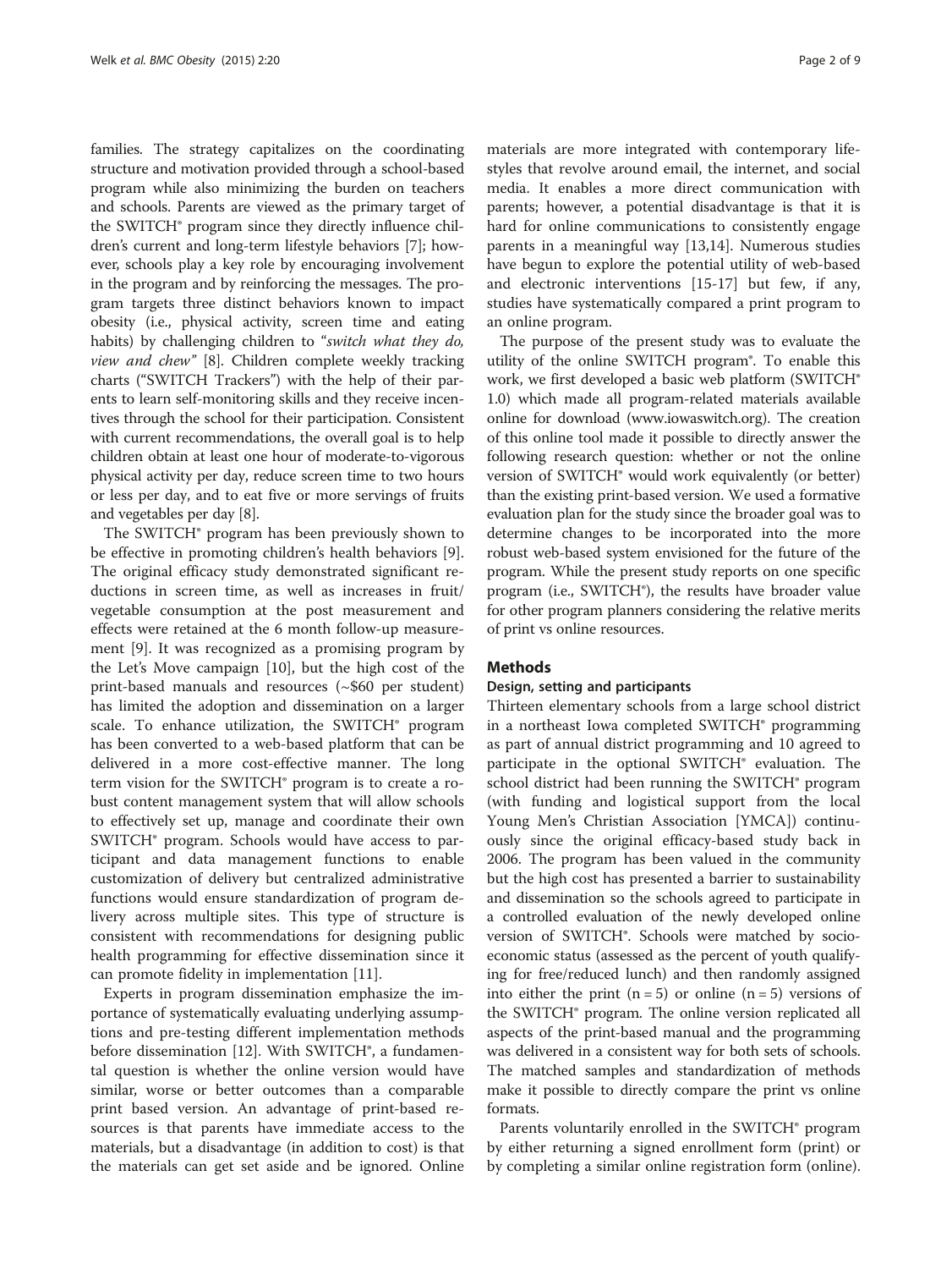families. The strategy capitalizes on the coordinating structure and motivation provided through a school-based program while also minimizing the burden on teachers and schools. Parents are viewed as the primary target of the SWITCH® program since they directly influence children's current and long-term lifestyle behaviors [7]; however, schools play a key role by encouraging involvement in the program and by reinforcing the messages. The program targets three distinct behaviors known to impact obesity (i.e., physical activity, screen time and eating habits) by challenging children to "*switch what they do, view and chew*" [8]. Children complete weekly tracking charts ("SWITCH Trackers") with the help of their parents to learn self-monitoring skills and they receive incentives through the school for their participation. Consistent with current recommendations, the overall goal is to help children obtain at least one hour of moderate-to-vigorous physical activity per day, reduce screen time to two hours or less per day, and to eat five or more servings of fruits and vegetables per day [8].

The SWITCH® program has been previously shown to be effective in promoting children's health behaviors [9]. The original efficacy study demonstrated significant reductions in screen time, as well as increases in fruit/vegetable consumption at the post measurement and effects were retained at the 6 month follow-up measurement [9]. It was recognized as a promising program by the Let's Move campaign [10], but the high cost of the print-based manuals and resources (~$60 per student) has limited the adoption and dissemination on a larger scale. To enhance utilization, the SWITCH® program has been converted to a web-based platform that can be delivered in a more cost-effective manner. The long term vision for the SWITCH® program is to create a robust content management system that will allow schools to effectively set up, manage and coordinate their own SWITCH® program. Schools would have access to participant and data management functions to enable customization of delivery but centralized administrative functions would ensure standardization of program delivery across multiple sites. This type of structure is consistent with recommendations for designing public health programming for effective dissemination since it can promote fidelity in implementation [11].

Experts in program dissemination emphasize the importance of systematically evaluating underlying assumptions and pre-testing different implementation methods before dissemination [12]. With SWITCH®, a fundamental question is whether the online version would have similar, worse or better outcomes than a comparable print based version. An advantage of print-based resources is that parents have immediate access to the materials, but a disadvantage (in addition to cost) is that the materials can get set aside and be ignored. Online materials are more integrated with contemporary lifestyles that revolve around email, the internet, and social media. It enables a more direct communication with parents; however, a potential disadvantage is that it is hard for online communications to consistently engage parents in a meaningful way [13,14]. Numerous studies have begun to explore the potential utility of web-based and electronic interventions [15-17] but few, if any, studies have systematically compared a print program to an online program.

The purpose of the present study was to evaluate the utility of the online SWITCH program®. To enable this work, we first developed a basic web platform (SWITCH® 1.0) which made all program-related materials available online for download (www.iowaswitch.org). The creation of this online tool made it possible to directly answer the following research question: whether or not the online version of SWITCH® would work equivalently (or better) than the existing print-based version. We used a formative evaluation plan for the study since the broader goal was to determine changes to be incorporated into the more robust web-based system envisioned for the future of the program. While the present study reports on one specific program (i.e., SWITCH®), the results have broader value for other program planners considering the relative merits of print vs online resources.

## Methods

### Design, setting and participants

Thirteen elementary schools from a large school district in a northeast Iowa completed SWITCH® programming as part of annual district programming and 10 agreed to participate in the optional SWITCH® evaluation. The school district had been running the SWITCH® program (with funding and logistical support from the local Young Men's Christian Association [YMCA]) continuously since the original efficacy-based study back in 2006. The program has been valued in the community but the high cost has presented a barrier to sustainability and dissemination so the schools agreed to participate in a controlled evaluation of the newly developed online version of SWITCH®. Schools were matched by socioeconomic status (assessed as the percent of youth qualifying for free/reduced lunch) and then randomly assigned into either the print (n = 5) or online (n = 5) versions of the SWITCH® program. The online version replicated all aspects of the print-based manual and the programming was delivered in a consistent way for both sets of schools. The matched samples and standardization of methods make it possible to directly compare the print vs online formats.

Parents voluntarily enrolled in the SWITCH® program by either returning a signed enrollment form (print) or by completing a similar online registration form (online).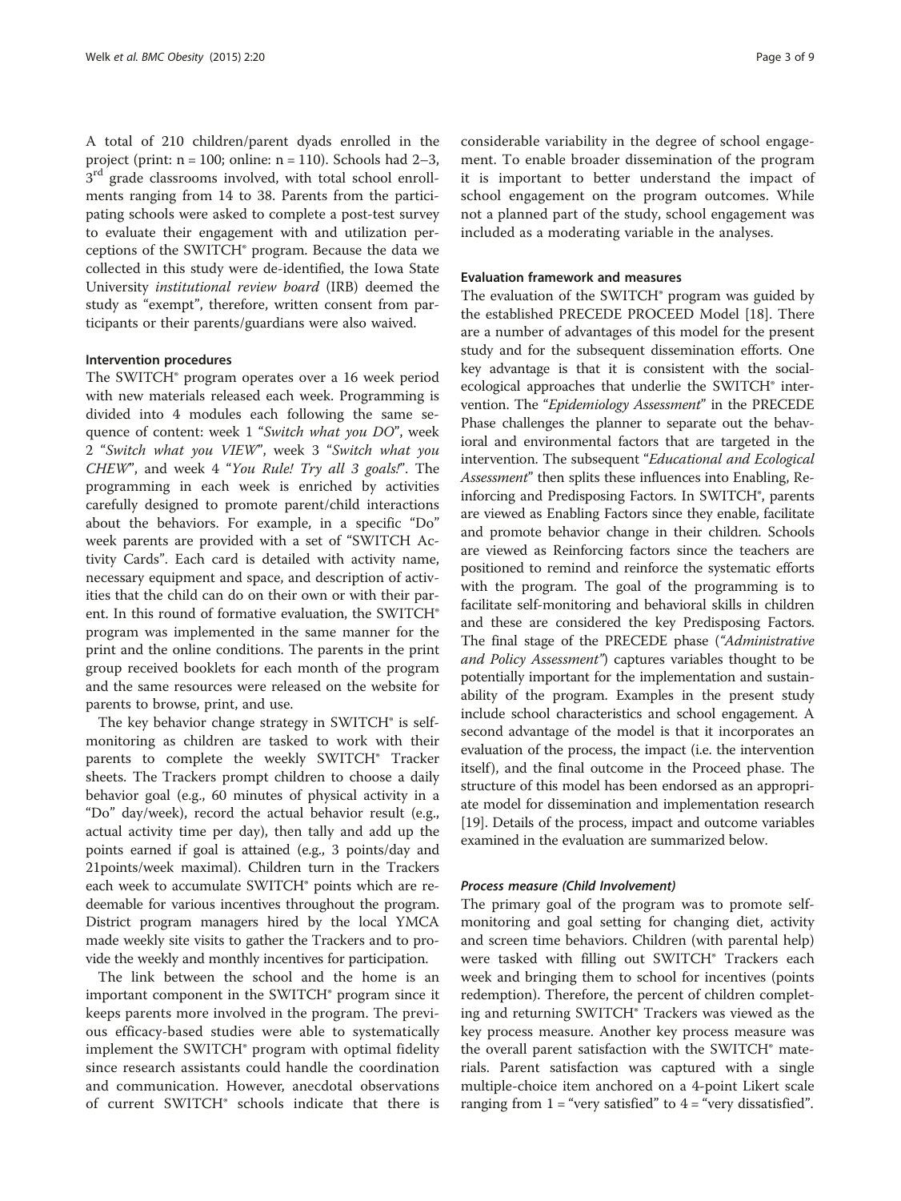A total of 210 children/parent dyads enrolled in the project (print: n = 100; online: n = 110). Schools had 2–3, 3rd grade classrooms involved, with total school enrollments ranging from 14 to 38. Parents from the participating schools were asked to complete a post-test survey to evaluate their engagement with and utilization perceptions of the SWITCH® program. Because the data we collected in this study were de-identified, the Iowa State University *institutional review board* (IRB) deemed the study as "exempt", therefore, written consent from participants or their parents/guardians were also waived.

#### Intervention procedures

The SWITCH® program operates over a 16 week period with new materials released each week. Programming is divided into 4 modules each following the same sequence of content: week 1 "*Switch what you DO*", week 2 "*Switch what you VIEW*", week 3 "*Switch what you CHEW*", and week 4 "*You Rule! Try all 3 goals!*". The programming in each week is enriched by activities carefully designed to promote parent/child interactions about the behaviors. For example, in a specific "Do" week parents are provided with a set of "SWITCH Activity Cards". Each card is detailed with activity name, necessary equipment and space, and description of activities that the child can do on their own or with their parent. In this round of formative evaluation, the SWITCH® program was implemented in the same manner for the print and the online conditions. The parents in the print group received booklets for each month of the program and the same resources were released on the website for parents to browse, print, and use.

The key behavior change strategy in SWITCH® is self-monitoring as children are tasked to work with their parents to complete the weekly SWITCH® Tracker sheets. The Trackers prompt children to choose a daily behavior goal (e.g., 60 minutes of physical activity in a "Do" day/week), record the actual behavior result (e.g., actual activity time per day), then tally and add up the points earned if goal is attained (e.g., 3 points/day and 21points/week maximal). Children turn in the Trackers each week to accumulate SWITCH® points which are redeemable for various incentives throughout the program. District program managers hired by the local YMCA made weekly site visits to gather the Trackers and to provide the weekly and monthly incentives for participation.

The link between the school and the home is an important component in the SWITCH® program since it keeps parents more involved in the program. The previous efficacy-based studies were able to systematically implement the SWITCH® program with optimal fidelity since research assistants could handle the coordination and communication. However, anecdotal observations of current SWITCH® schools indicate that there is considerable variability in the degree of school engagement. To enable broader dissemination of the program it is important to better understand the impact of school engagement on the program outcomes. While not a planned part of the study, school engagement was included as a moderating variable in the analyses.

#### Evaluation framework and measures

The evaluation of the SWITCH® program was guided by the established PRECEDE PROCEED Model [18]. There are a number of advantages of this model for the present study and for the subsequent dissemination efforts. One key advantage is that it is consistent with the social-ecological approaches that underlie the SWITCH® intervention. The "*Epidemiology Assessment*" in the PRECEDE Phase challenges the planner to separate out the behavioral and environmental factors that are targeted in the intervention. The subsequent "*Educational and Ecological Assessment*" then splits these influences into Enabling, Reinforcing and Predisposing Factors. In SWITCH®, parents are viewed as Enabling Factors since they enable, facilitate and promote behavior change in their children. Schools are viewed as Reinforcing factors since the teachers are positioned to remind and reinforce the systematic efforts with the program. The goal of the programming is to facilitate self-monitoring and behavioral skills in children and these are considered the key Predisposing Factors. The final stage of the PRECEDE phase ("*Administrative and Policy Assessment*") captures variables thought to be potentially important for the implementation and sustainability of the program. Examples in the present study include school characteristics and school engagement. A second advantage of the model is that it incorporates an evaluation of the process, the impact (i.e. the intervention itself), and the final outcome in the Proceed phase. The structure of this model has been endorsed as an appropriate model for dissemination and implementation research [19]. Details of the process, impact and outcome variables examined in the evaluation are summarized below.

##### *Process measure (Child Involvement)*

The primary goal of the program was to promote self-monitoring and goal setting for changing diet, activity and screen time behaviors. Children (with parental help) were tasked with filling out SWITCH® Trackers each week and bringing them to school for incentives (points redemption). Therefore, the percent of children completing and returning SWITCH® Trackers was viewed as the key process measure. Another key process measure was the overall parent satisfaction with the SWITCH® materials. Parent satisfaction was captured with a single multiple-choice item anchored on a 4-point Likert scale ranging from 1 = "very satisfied" to 4 = "very dissatisfied".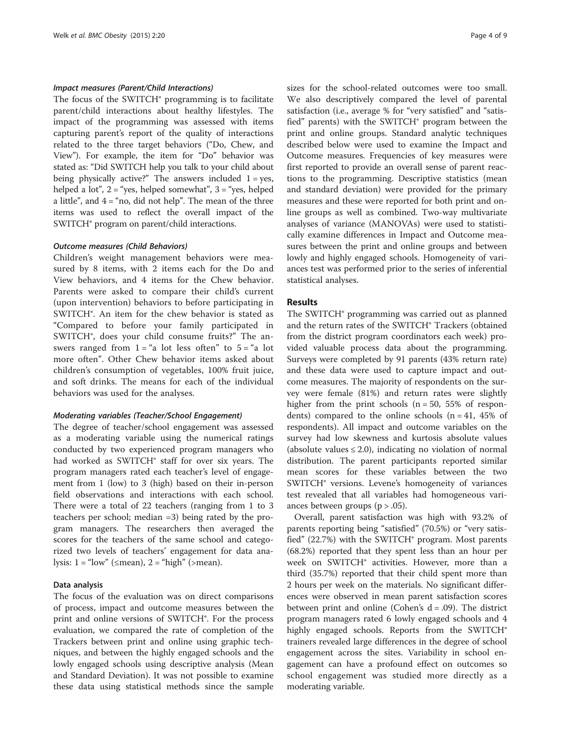#### *Impact measures (Parent/Child Interactions)*

The focus of the SWITCH® programming is to facilitate parent/child interactions about healthy lifestyles. The impact of the programming was assessed with items capturing parent's report of the quality of interactions related to the three target behaviors ("Do, Chew, and View"). For example, the item for "Do" behavior was stated as: "Did SWITCH help you talk to your child about being physically active?" The answers included 1 = yes, helped a lot", 2 = "yes, helped somewhat", 3 = "yes, helped a little", and 4 = "no, did not help". The mean of the three items was used to reflect the overall impact of the SWITCH® program on parent/child interactions.

#### *Outcome measures (Child Behaviors)*

Children's weight management behaviors were measured by 8 items, with 2 items each for the Do and View behaviors, and 4 items for the Chew behavior. Parents were asked to compare their child's current (upon intervention) behaviors to before participating in SWITCH®. An item for the chew behavior is stated as "Compared to before your family participated in SWITCH®, does your child consume fruits?" The answers ranged from 1 = "a lot less often" to 5 = "a lot more often". Other Chew behavior items asked about children's consumption of vegetables, 100% fruit juice, and soft drinks. The means for each of the individual behaviors was used for the analyses.

#### *Moderating variables (Teacher/School Engagement)*

The degree of teacher/school engagement was assessed as a moderating variable using the numerical ratings conducted by two experienced program managers who had worked as SWITCH® staff for over six years. The program managers rated each teacher's level of engagement from 1 (low) to 3 (high) based on their in-person field observations and interactions with each school. There were a total of 22 teachers (ranging from 1 to 3 teachers per school; median =3) being rated by the program managers. The researchers then averaged the scores for the teachers of the same school and categorized two levels of teachers' engagement for data analysis: 1 = "low" (≤mean), 2 = "high" (>mean).

### Data analysis

The focus of the evaluation was on direct comparisons of process, impact and outcome measures between the print and online versions of SWITCH®. For the process evaluation, we compared the rate of completion of the Trackers between print and online using graphic techniques, and between the highly engaged schools and the lowly engaged schools using descriptive analysis (Mean and Standard Deviation). It was not possible to examine these data using statistical methods since the sample sizes for the school-related outcomes were too small. We also descriptively compared the level of parental satisfaction (i.e., average % for "very satisfied" and "satisfied" parents) with the SWITCH® program between the print and online groups. Standard analytic techniques described below were used to examine the Impact and Outcome measures. Frequencies of key measures were first reported to provide an overall sense of parent reactions to the programming. Descriptive statistics (mean and standard deviation) were provided for the primary measures and these were reported for both print and online groups as well as combined. Two-way multivariate analyses of variance (MANOVAs) were used to statistically examine differences in Impact and Outcome measures between the print and online groups and between lowly and highly engaged schools. Homogeneity of variances test was performed prior to the series of inferential statistical analyses.

## Results

The SWITCH® programming was carried out as planned and the return rates of the SWITCH® Trackers (obtained from the district program coordinators each week) provided valuable process data about the programming. Surveys were completed by 91 parents (43% return rate) and these data were used to capture impact and outcome measures. The majority of respondents on the survey were female (81%) and return rates were slightly higher from the print schools (n = 50, 55% of respondents) compared to the online schools (n = 41, 45% of respondents). All impact and outcome variables on the survey had low skewness and kurtosis absolute values (absolute values ≤ 2.0), indicating no violation of normal distribution. The parent participants reported similar mean scores for these variables between the two SWITCH® versions. Levene's homogeneity of variances test revealed that all variables had homogeneous variances between groups ($p > .05$).

Overall, parent satisfaction was high with 93.2% of parents reporting being "satisfied" (70.5%) or "very satisfied" (22.7%) with the SWITCH® program. Most parents (68.2%) reported that they spent less than an hour per week on SWITCH® activities. However, more than a third (35.7%) reported that their child spent more than 2 hours per week on the materials. No significant differences were observed in mean parent satisfaction scores between print and online (Cohen's $d = .09$). The district program managers rated 6 lowly engaged schools and 4 highly engaged schools. Reports from the SWITCH® trainers revealed large differences in the degree of school engagement across the sites. Variability in school engagement can have a profound effect on outcomes so school engagement was studied more directly as a moderating variable.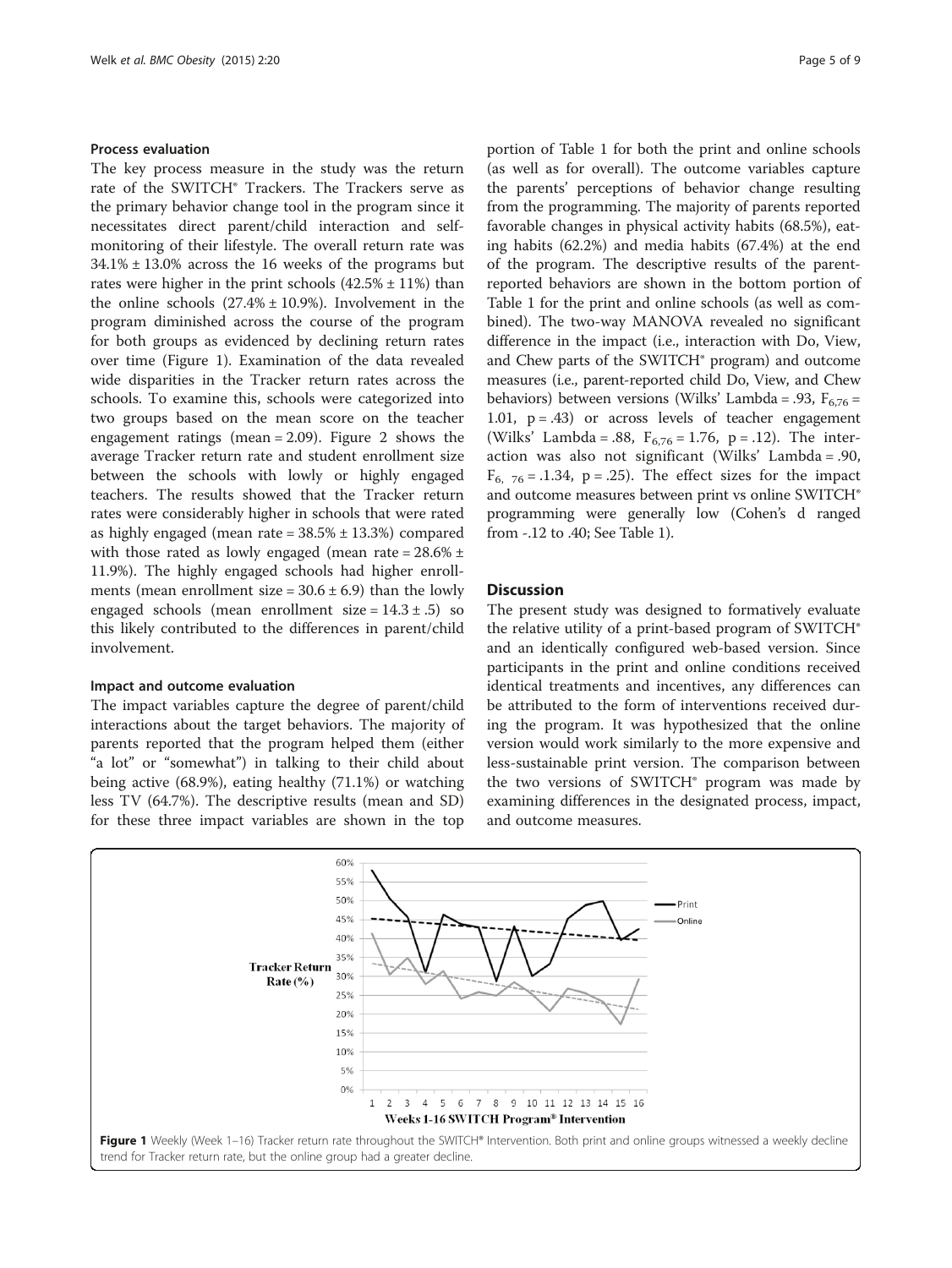### Process evaluation

The key process measure in the study was the return rate of the SWITCH® Trackers. The Trackers serve as the primary behavior change tool in the program since it necessitates direct parent/child interaction and self-monitoring of their lifestyle. The overall return rate was 34.1% ± 13.0% across the 16 weeks of the programs but rates were higher in the print schools (42.5% ± 11%) than the online schools (27.4% ± 10.9%). Involvement in the program diminished across the course of the program for both groups as evidenced by declining return rates over time (Figure 1). Examination of the data revealed wide disparities in the Tracker return rates across the schools. To examine this, schools were categorized into two groups based on the mean score on the teacher engagement ratings (mean = 2.09). Figure 2 shows the average Tracker return rate and student enrollment size between the schools with lowly or highly engaged teachers. The results showed that the Tracker return rates were considerably higher in schools that were rated as highly engaged (mean rate = 38.5% ± 13.3%) compared with those rated as lowly engaged (mean rate = 28.6% ± 11.9%). The highly engaged schools had higher enrollments (mean enrollment size = 30.6 ± 6.9) than the lowly engaged schools (mean enrollment size = 14.3 ± .5) so this likely contributed to the differences in parent/child involvement.

### Impact and outcome evaluation

The impact variables capture the degree of parent/child interactions about the target behaviors. The majority of parents reported that the program helped them (either "a lot" or "somewhat") in talking to their child about being active (68.9%), eating healthy (71.1%) or watching less TV (64.7%). The descriptive results (mean and SD) for these three impact variables are shown in the top portion of Table 1 for both the print and online schools (as well as for overall). The outcome variables capture the parents' perceptions of behavior change resulting from the programming. The majority of parents reported favorable changes in physical activity habits (68.5%), eating habits (62.2%) and media habits (67.4%) at the end of the program. The descriptive results of the parent-reported behaviors are shown in the bottom portion of Table 1 for the print and online schools (as well as combined). The two-way MANOVA revealed no significant difference in the impact (i.e., interaction with Do, View, and Chew parts of the SWITCH® program) and outcome measures (i.e., parent-reported child Do, View, and Chew behaviors) between versions (Wilks' Lambda = .93, $F_{6,76}$ = 1.01, p = .43) or across levels of teacher engagement (Wilks' Lambda = .88, $F_{6,76}$ = 1.76, p = .12). The interaction was also not significant (Wilks' Lambda = .90, $F_{6,\ 76}$ = .1.34, p = .25). The effect sizes for the impact and outcome measures between print vs online SWITCH® programming were generally low (Cohen's d ranged from -.12 to .40; See Table 1).

## Discussion

The present study was designed to formatively evaluate the relative utility of a print-based program of SWITCH® and an identically configured web-based version. Since participants in the print and online conditions received identical treatments and incentives, any differences can be attributed to the form of interventions received during the program. It was hypothesized that the online version would work similarly to the more expensive and less-sustainable print version. The comparison between the two versions of SWITCH® program was made by examining differences in the designated process, impact, and outcome measures.

**Figure 1** Weekly (Week 1–16) Tracker return rate throughout the SWITCH® Intervention. Both print and online groups witnessed a weekly decline trend for Tracker return rate, but the online group had a greater decline.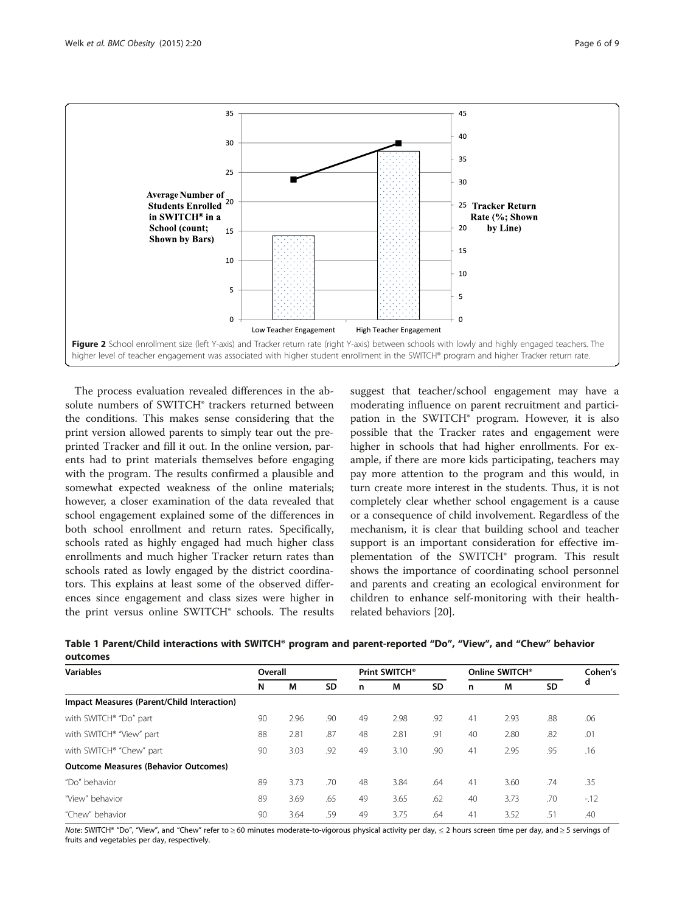Figure 2 School enrollment size (left Y-axis) and Tracker return rate (right Y-axis) between schools with lowly and highly engaged teachers. The higher level of teacher engagement was associated with higher student enrollment in the SWITCH® program and higher Tracker return rate.

The process evaluation revealed differences in the absolute numbers of SWITCH® trackers returned between the conditions. This makes sense considering that the print version allowed parents to simply tear out the pre-printed Tracker and fill it out. In the online version, parents had to print materials themselves before engaging with the program. The results confirmed a plausible and somewhat expected weakness of the online materials; however, a closer examination of the data revealed that school engagement explained some of the differences in both school enrollment and return rates. Specifically, schools rated as highly engaged had much higher class enrollments and much higher Tracker return rates than schools rated as lowly engaged by the district coordinators. This explains at least some of the observed differences since engagement and class sizes were higher in the print versus online SWITCH® schools. The results suggest that teacher/school engagement may have a moderating influence on parent recruitment and participation in the SWITCH® program. However, it is also possible that the Tracker rates and engagement were higher in schools that had higher enrollments. For example, if there are more kids participating, teachers may pay more attention to the program and this would, in turn create more interest in the students. Thus, it is not completely clear whether school engagement is a cause or a consequence of child involvement. Regardless of the mechanism, it is clear that building school and teacher support is an important consideration for effective implementation of the SWITCH® program. This result shows the importance of coordinating school personnel and parents and creating an ecological environment for children to enhance self-monitoring with their health-related behaviors [20].

**Table 1 Parent/Child interactions with SWITCH® program and parent-reported "Do", "View", and "Chew" behavior outcomes**

| Variables | Overall | | | Print SWITCH® | | | Online SWITCH® | | | Cohen's d |
|---|---|---|---|---|---|---|---|---|---|---|
| | N | M | SD | n | M | SD | n | M | SD | |
| **Impact Measures (Parent/Child Interaction)** | | | | | | | | | | |
| with SWITCH® "Do" part | 90 | 2.96 | .90 | 49 | 2.98 | .92 | 41 | 2.93 | .88 | .06 |
| with SWITCH® "View" part | 88 | 2.81 | .87 | 48 | 2.81 | .91 | 40 | 2.80 | .82 | .01 |
| with SWITCH® "Chew" part | 90 | 3.03 | .92 | 49 | 3.10 | .90 | 41 | 2.95 | .95 | .16 |
| **Outcome Measures (Behavior Outcomes)** | | | | | | | | | | |
| "Do" behavior | 89 | 3.73 | .70 | 48 | 3.84 | .64 | 41 | 3.60 | .74 | .35 |
| "View" behavior | 89 | 3.69 | .65 | 49 | 3.65 | .62 | 40 | 3.73 | .70 | -.12 |
| "Chew" behavior | 90 | 3.64 | .59 | 49 | 3.75 | .64 | 41 | 3.52 | .51 | .40 |

*Note*: SWITCH® "Do", "View", and "Chew" refer to $\geq 60$ minutes moderate-to-vigorous physical activity per day, $\leq 2$ hours screen time per day, and $\geq 5$ servings of fruits and vegetables per day, respectively.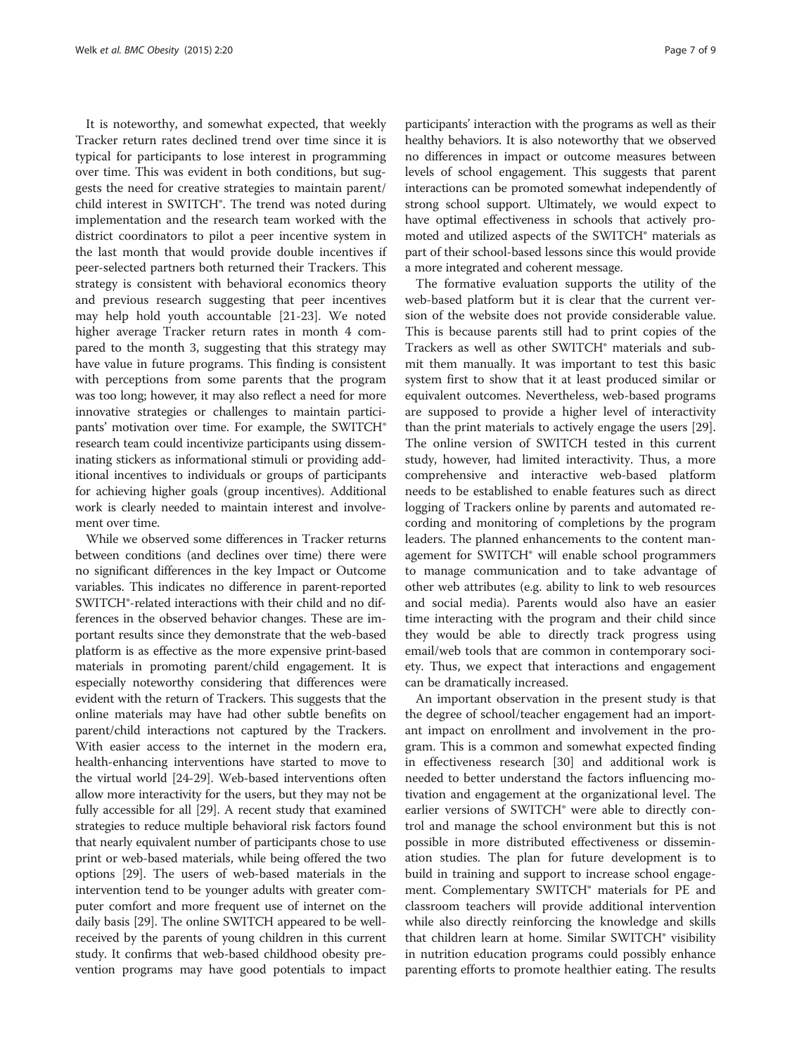It is noteworthy, and somewhat expected, that weekly Tracker return rates declined trend over time since it is typical for participants to lose interest in programming over time. This was evident in both conditions, but suggests the need for creative strategies to maintain parent/child interest in SWITCH®. The trend was noted during implementation and the research team worked with the district coordinators to pilot a peer incentive system in the last month that would provide double incentives if peer-selected partners both returned their Trackers. This strategy is consistent with behavioral economics theory and previous research suggesting that peer incentives may help hold youth accountable [21-23]. We noted higher average Tracker return rates in month 4 compared to the month 3, suggesting that this strategy may have value in future programs. This finding is consistent with perceptions from some parents that the program was too long; however, it may also reflect a need for more innovative strategies or challenges to maintain participants' motivation over time. For example, the SWITCH® research team could incentivize participants using disseminating stickers as informational stimuli or providing additional incentives to individuals or groups of participants for achieving higher goals (group incentives). Additional work is clearly needed to maintain interest and involvement over time.

While we observed some differences in Tracker returns between conditions (and declines over time) there were no significant differences in the key Impact or Outcome variables. This indicates no difference in parent-reported SWITCH®-related interactions with their child and no differences in the observed behavior changes. These are important results since they demonstrate that the web-based platform is as effective as the more expensive print-based materials in promoting parent/child engagement. It is especially noteworthy considering that differences were evident with the return of Trackers. This suggests that the online materials may have had other subtle benefits on parent/child interactions not captured by the Trackers. With easier access to the internet in the modern era, health-enhancing interventions have started to move to the virtual world [24-29]. Web-based interventions often allow more interactivity for the users, but they may not be fully accessible for all [29]. A recent study that examined strategies to reduce multiple behavioral risk factors found that nearly equivalent number of participants chose to use print or web-based materials, while being offered the two options [29]. The users of web-based materials in the intervention tend to be younger adults with greater computer comfort and more frequent use of internet on the daily basis [29]. The online SWITCH appeared to be well-received by the parents of young children in this current study. It confirms that web-based childhood obesity prevention programs may have good potentials to impact participants' interaction with the programs as well as their healthy behaviors. It is also noteworthy that we observed no differences in impact or outcome measures between levels of school engagement. This suggests that parent interactions can be promoted somewhat independently of strong school support. Ultimately, we would expect to have optimal effectiveness in schools that actively promoted and utilized aspects of the SWITCH® materials as part of their school-based lessons since this would provide a more integrated and coherent message.

The formative evaluation supports the utility of the web-based platform but it is clear that the current version of the website does not provide considerable value. This is because parents still had to print copies of the Trackers as well as other SWITCH® materials and submit them manually. It was important to test this basic system first to show that it at least produced similar or equivalent outcomes. Nevertheless, web-based programs are supposed to provide a higher level of interactivity than the print materials to actively engage the users [29]. The online version of SWITCH tested in this current study, however, had limited interactivity. Thus, a more comprehensive and interactive web-based platform needs to be established to enable features such as direct logging of Trackers online by parents and automated recording and monitoring of completions by the program leaders. The planned enhancements to the content management for SWITCH® will enable school programmers to manage communication and to take advantage of other web attributes (e.g. ability to link to web resources and social media). Parents would also have an easier time interacting with the program and their child since they would be able to directly track progress using email/web tools that are common in contemporary society. Thus, we expect that interactions and engagement can be dramatically increased.

An important observation in the present study is that the degree of school/teacher engagement had an important impact on enrollment and involvement in the program. This is a common and somewhat expected finding in effectiveness research [30] and additional work is needed to better understand the factors influencing motivation and engagement at the organizational level. The earlier versions of SWITCH® were able to directly control and manage the school environment but this is not possible in more distributed effectiveness or dissemination studies. The plan for future development is to build in training and support to increase school engagement. Complementary SWITCH® materials for PE and classroom teachers will provide additional intervention while also directly reinforcing the knowledge and skills that children learn at home. Similar SWITCH® visibility in nutrition education programs could possibly enhance parenting efforts to promote healthier eating. The results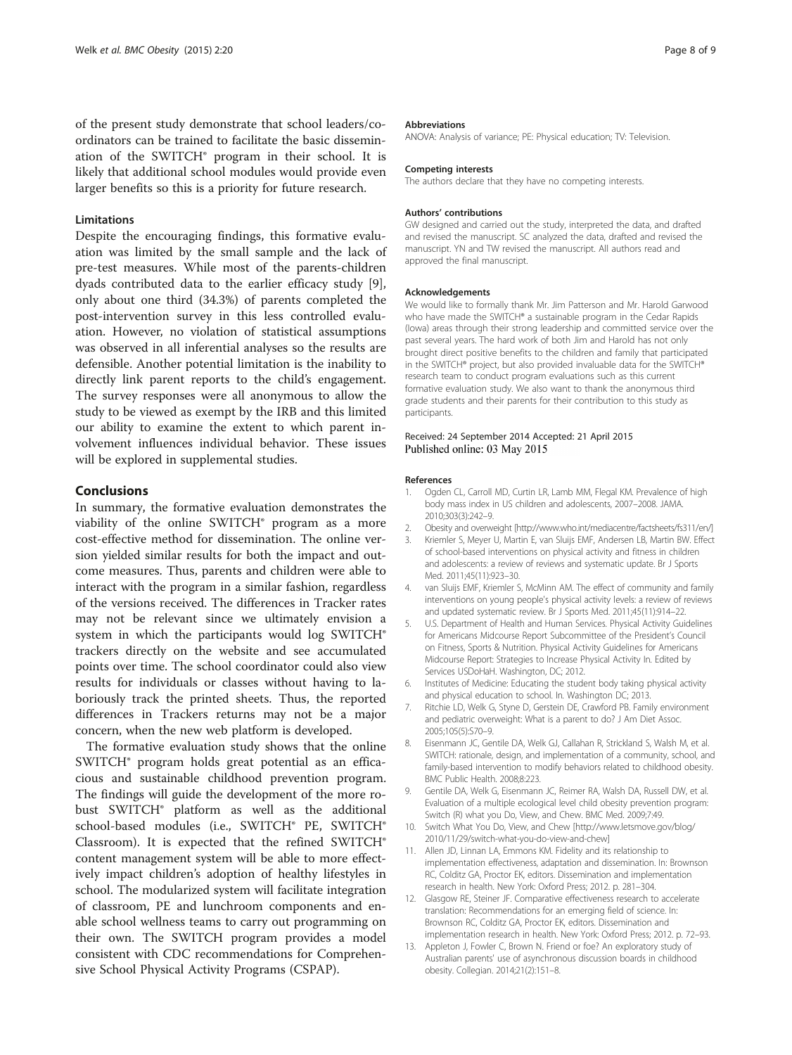of the present study demonstrate that school leaders/coordinators can be trained to facilitate the basic dissemination of the SWITCH® program in their school. It is likely that additional school modules would provide even larger benefits so this is a priority for future research.

### Limitations

Despite the encouraging findings, this formative evaluation was limited by the small sample and the lack of pre-test measures. While most of the parents-children dyads contributed data to the earlier efficacy study [9], only about one third (34.3%) of parents completed the post-intervention survey in this less controlled evaluation. However, no violation of statistical assumptions was observed in all inferential analyses so the results are defensible. Another potential limitation is the inability to directly link parent reports to the child's engagement. The survey responses were all anonymous to allow the study to be viewed as exempt by the IRB and this limited our ability to examine the extent to which parent involvement influences individual behavior. These issues will be explored in supplemental studies.

## Conclusions

In summary, the formative evaluation demonstrates the viability of the online SWITCH® program as a more cost-effective method for dissemination. The online version yielded similar results for both the impact and outcome measures. Thus, parents and children were able to interact with the program in a similar fashion, regardless of the versions received. The differences in Tracker rates may not be relevant since we ultimately envision a system in which the participants would log SWITCH® trackers directly on the website and see accumulated points over time. The school coordinator could also view results for individuals or classes without having to laboriously track the printed sheets. Thus, the reported differences in Trackers returns may not be a major concern, when the new web platform is developed.

The formative evaluation study shows that the online SWITCH® program holds great potential as an efficacious and sustainable childhood prevention program. The findings will guide the development of the more robust SWITCH® platform as well as the additional school-based modules (i.e., SWITCH® PE, SWITCH® Classroom). It is expected that the refined SWITCH® content management system will be able to more effectively impact children's adoption of healthy lifestyles in school. The modularized system will facilitate integration of classroom, PE and lunchroom components and enable school wellness teams to carry out programming on their own. The SWITCH program provides a model consistent with CDC recommendations for Comprehensive School Physical Activity Programs (CSPAP).

#### Abbreviations

ANOVA: Analysis of variance; PE: Physical education; TV: Television.

#### Competing interests

The authors declare that they have no competing interests.

#### Authors' contributions

GW designed and carried out the study, interpreted the data, and drafted and revised the manuscript. SC analyzed the data, drafted and revised the manuscript. YN and TW revised the manuscript. All authors read and approved the final manuscript.

#### Acknowledgements

We would like to formally thank Mr. Jim Patterson and Mr. Harold Garwood who have made the SWITCH® a sustainable program in the Cedar Rapids (Iowa) areas through their strong leadership and committed service over the past several years. The hard work of both Jim and Harold has not only brought direct positive benefits to the children and family that participated in the SWITCH® project, but also provided invaluable data for the SWITCH® research team to conduct program evaluations such as this current formative evaluation study. We also want to thank the anonymous third grade students and their parents for their contribution to this study as participants.

Received: 24 September 2014 Accepted: 21 April 2015
Published online: 03 May 2015

#### References

1. Ogden CL, Carroll MD, Curtin LR, Lamb MM, Flegal KM. Prevalence of high body mass index in US children and adolescents, 2007–2008. JAMA. 2010;303(3):242–9.
2. Obesity and overweight [http://www.who.int/mediacentre/factsheets/fs311/en/]
3. Kriemler S, Meyer U, Martin E, van Sluijs EMF, Andersen LB, Martin BW. Effect of school-based interventions on physical activity and fitness in children and adolescents: a review of reviews and systematic update. Br J Sports Med. 2011;45(11):923–30.
4. van Sluijs EMF, Kriemler S, McMinn AM. The effect of community and family interventions on young people's physical activity levels: a review of reviews and updated systematic review. Br J Sports Med. 2011;45(11):914–22.
5. U.S. Department of Health and Human Services. Physical Activity Guidelines for Americans Midcourse Report Subcommittee of the President's Council on Fitness, Sports & Nutrition. Physical Activity Guidelines for Americans Midcourse Report: Strategies to Increase Physical Activity In. Edited by Services USDoHaH. Washington, DC; 2012.
6. Institutes of Medicine: Educating the student body taking physical activity and physical education to school. In. Washington DC; 2013.
7. Ritchie LD, Welk G, Styne D, Gerstein DE, Crawford PB. Family environment and pediatric overweight: What is a parent to do? J Am Diet Assoc. 2005;105(5):S70–9.
8. Eisenmann JC, Gentile DA, Welk GJ, Callahan R, Strickland S, Walsh M, et al. SWITCH: rationale, design, and implementation of a community, school, and family-based intervention to modify behaviors related to childhood obesity. BMC Public Health. 2008;8:223.
9. Gentile DA, Welk G, Eisenmann JC, Reimer RA, Walsh DA, Russell DW, et al. Evaluation of a multiple ecological level child obesity prevention program: Switch (R) what you Do, View, and Chew. BMC Med. 2009;7:49.
10. Switch What You Do, View, and Chew [http://www.letsmove.gov/blog/2010/11/29/switch-what-you-do-view-and-chew]
11. Allen JD, Linnan LA, Emmons KM. Fidelity and its relationship to implementation effectiveness, adaptation and dissemination. In: Brownson RC, Colditz GA, Proctor EK, editors. Dissemination and implementation research in health. New York: Oxford Press; 2012. p. 281–304.
12. Glasgow RE, Steiner JF. Comparative effectiveness research to accelerate translation: Recommendations for an emerging field of science. In: Brownson RC, Colditz GA, Proctor EK, editors. Dissemination and implementation research in health. New York: Oxford Press; 2012. p. 72–93.
13. Appleton J, Fowler C, Brown N. Friend or foe? An exploratory study of Australian parents' use of asynchronous discussion boards in childhood obesity. Collegian. 2014;21(2):151–8.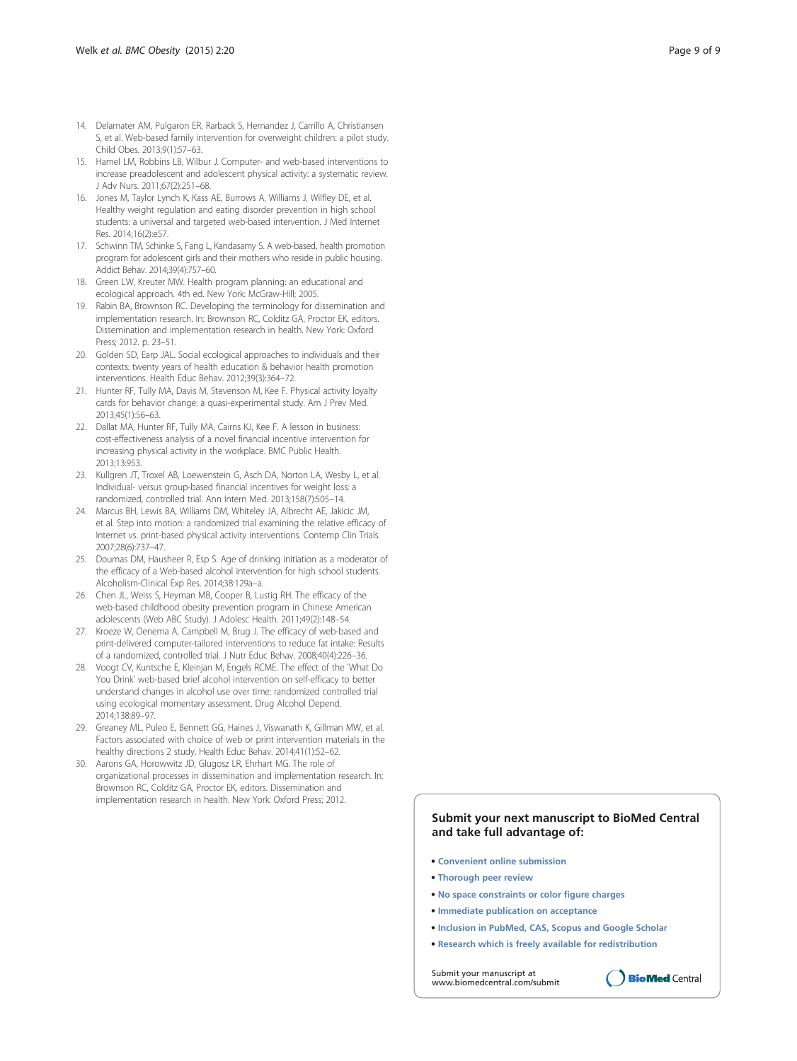14. Delamater AM, Pulgaron ER, Rarback S, Hernandez J, Carrillo A, Christiansen S, et al. Web-based family intervention for overweight children: a pilot study. Child Obes. 2013;9(1):57–63.
15. Hamel LM, Robbins LB, Wilbur J. Computer- and web-based interventions to increase preadolescent and adolescent physical activity: a systematic review. J Adv Nurs. 2011;67(2):251–68.
16. Jones M, Taylor Lynch K, Kass AE, Burrows A, Williams J, Wilfley DE, et al. Healthy weight regulation and eating disorder prevention in high school students: a universal and targeted web-based intervention. J Med Internet Res. 2014;16(2):e57.
17. Schwinn TM, Schinke S, Fang L, Kandasamy S. A web-based, health promotion program for adolescent girls and their mothers who reside in public housing. Addict Behav. 2014;39(4):757–60.
18. Green LW, Kreuter MW. Health program planning: an educational and ecological approach. 4th ed. New York: McGraw-Hill; 2005.
19. Rabin BA, Brownson RC. Developing the terminology for dissemination and implementation research. In: Brownson RC, Colditz GA, Proctor EK, editors. Dissemination and implementation research in health. New York: Oxford Press; 2012. p. 23–51.
20. Golden SD, Earp JAL. Social ecological approaches to individuals and their contexts: twenty years of health education & behavior health promotion interventions. Health Educ Behav. 2012;39(3):364–72.
21. Hunter RF, Tully MA, Davis M, Stevenson M, Kee F. Physical activity loyalty cards for behavior change: a quasi-experimental study. Am J Prev Med. 2013;45(1):56–63.
22. Dallat MA, Hunter RF, Tully MA, Cairns KJ, Kee F. A lesson in business: cost-effectiveness analysis of a novel financial incentive intervention for increasing physical activity in the workplace. BMC Public Health. 2013;13:953.
23. Kullgren JT, Troxel AB, Loewenstein G, Asch DA, Norton LA, Wesby L, et al. Individual- versus group-based financial incentives for weight loss: a randomized, controlled trial. Ann Intern Med. 2013;158(7):505–14.
24. Marcus BH, Lewis BA, Williams DM, Whiteley JA, Albrecht AE, Jakicic JM, et al. Step into motion: a randomized trial examining the relative efficacy of Internet vs. print-based physical activity interventions. Contemp Clin Trials. 2007;28(6):737–47.
25. Doumas DM, Hausheer R, Esp S. Age of drinking initiation as a moderator of the efficacy of a Web-based alcohol intervention for high school students. Alcoholism-Clinical Exp Res. 2014;38:129a–a.
26. Chen JL, Weiss S, Heyman MB, Cooper B, Lustig RH. The efficacy of the web-based childhood obesity prevention program in Chinese American adolescents (Web ABC Study). J Adolesc Health. 2011;49(2):148–54.
27. Kroeze W, Oenema A, Campbell M, Brug J. The efficacy of web-based and print-delivered computer-tailored interventions to reduce fat intake: Results of a randomized, controlled trial. J Nutr Educ Behav. 2008;40(4):226–36.
28. Voogt CV, Kuntsche E, Kleinjan M, Engels RCME. The effect of the 'What Do You Drink' web-based brief alcohol intervention on self-efficacy to better understand changes in alcohol use over time: randomized controlled trial using ecological momentary assessment. Drug Alcohol Depend. 2014;138:89–97.
29. Greaney ML, Puleo E, Bennett GG, Haines J, Viswanath K, Gillman MW, et al. Factors associated with choice of web or print intervention materials in the healthy directions 2 study. Health Educ Behav. 2014;41(1):52–62.
30. Aarons GA, Horowwitz JD, Glugosz LR, Ehrhart MG. The role of organizational processes in dissemination and implementation research. In: Brownson RC, Colditz GA, Proctor EK, editors. Dissemination and implementation research in health. New York: Oxford Press; 2012.

**Submit your next manuscript to BioMed Central and take full advantage of:**

- **Convenient online submission**
- **Thorough peer review**
- **No space constraints or color figure charges**
- **Immediate publication on acceptance**
- **Inclusion in PubMed, CAS, Scopus and Google Scholar**
- **Research which is freely available for redistribution**

Submit your manuscript at
www.biomedcentral.com/submit

BioMed Central